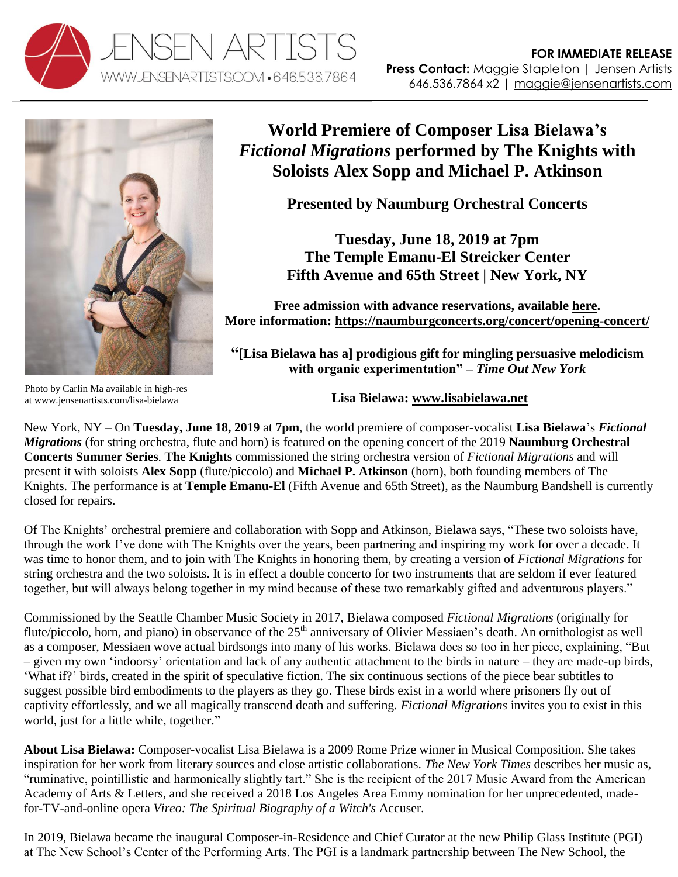JENSEN ARTISTS
WWW.JENSENARTISTS.COM • 646.536.7864

**FOR IMMEDIATE RELEASE**
**Press Contact:** Maggie Stapleton | Jensen Artists
646.536.7864 x2 | maggie@jensenartists.com

Photo by Carlin Ma available in high-res at www.jensenartists.com/lisa-bielawa

# World Premiere of Composer Lisa Bielawa's *Fictional Migrations* performed by The Knights with Soloists Alex Sopp and Michael P. Atkinson

**Presented by Naumburg Orchestral Concerts**

**Tuesday, June 18, 2019 at 7pm**
**The Temple Emanu-El Streicker Center**
**Fifth Avenue and 65th Street | New York, NY**

**Free admission with advance reservations, available here.**
**More information: https://naumburgconcerts.org/concert/opening-concert/**

**"[Lisa Bielawa has a] prodigious gift for mingling persuasive melodicism with organic experimentation" –** ***Time Out New York***

**Lisa Bielawa: www.lisabielawa.net**

New York, NY – On **Tuesday, June 18, 2019** at **7pm**, the world premiere of composer-vocalist **Lisa Bielawa**'s ***Fictional Migrations*** (for string orchestra, flute and horn) is featured on the opening concert of the 2019 **Naumburg Orchestral Concerts Summer Series**. **The Knights** commissioned the string orchestra version of *Fictional Migrations* and will present it with soloists **Alex Sopp** (flute/piccolo) and **Michael P. Atkinson** (horn), both founding members of The Knights. The performance is at **Temple Emanu-El** (Fifth Avenue and 65th Street), as the Naumburg Bandshell is currently closed for repairs.

Of The Knights' orchestral premiere and collaboration with Sopp and Atkinson, Bielawa says, "These two soloists have, through the work I've done with The Knights over the years, been partnering and inspiring my work for over a decade. It was time to honor them, and to join with The Knights in honoring them, by creating a version of *Fictional Migrations* for string orchestra and the two soloists. It is in effect a double concerto for two instruments that are seldom if ever featured together, but will always belong together in my mind because of these two remarkably gifted and adventurous players."

Commissioned by the Seattle Chamber Music Society in 2017, Bielawa composed *Fictional Migrations* (originally for flute/piccolo, horn, and piano) in observance of the 25th anniversary of Olivier Messiaen's death. An ornithologist as well as a composer, Messiaen wove actual birdsongs into many of his works. Bielawa does so too in her piece, explaining, "But – given my own 'indoorsy' orientation and lack of any authentic attachment to the birds in nature – they are made-up birds, 'What if?' birds, created in the spirit of speculative fiction. The six continuous sections of the piece bear subtitles to suggest possible bird embodiments to the players as they go. These birds exist in a world where prisoners fly out of captivity effortlessly, and we all magically transcend death and suffering. *Fictional Migrations* invites you to exist in this world, just for a little while, together."

**About Lisa Bielawa:** Composer-vocalist Lisa Bielawa is a 2009 Rome Prize winner in Musical Composition. She takes inspiration for her work from literary sources and close artistic collaborations. *The New York Times* describes her music as, "ruminative, pointillistic and harmonically slightly tart." She is the recipient of the 2017 Music Award from the American Academy of Arts & Letters, and she received a 2018 Los Angeles Area Emmy nomination for her unprecedented, made-for-TV-and-online opera *Vireo: The Spiritual Biography of a Witch's* Accuser.

In 2019, Bielawa became the inaugural Composer-in-Residence and Chief Curator at the new Philip Glass Institute (PGI) at The New School's Center of the Performing Arts. The PGI is a landmark partnership between The New School, the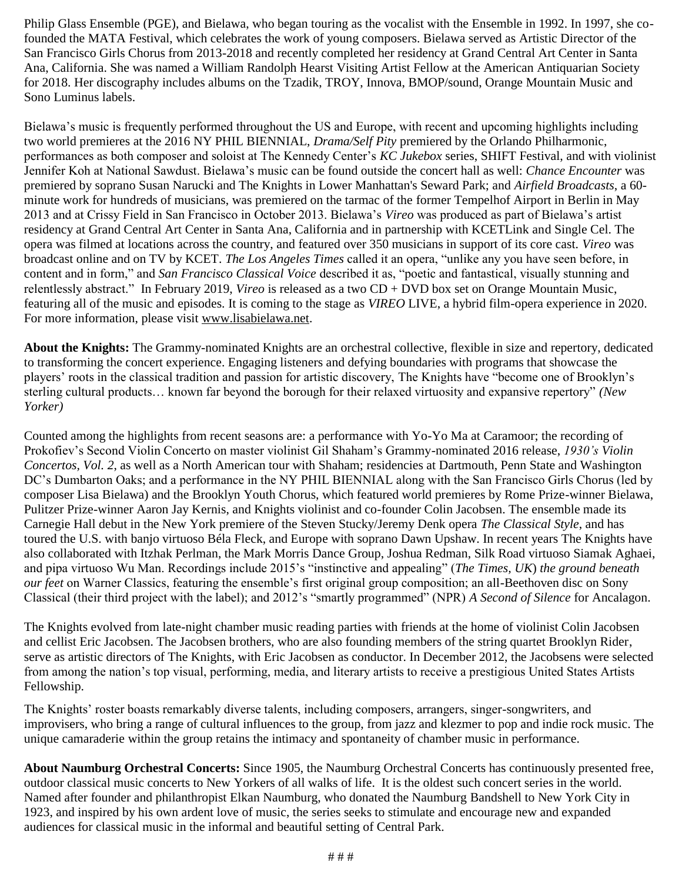Philip Glass Ensemble (PGE), and Bielawa, who began touring as the vocalist with the Ensemble in 1992. In 1997, she co-founded the MATA Festival, which celebrates the work of young composers. Bielawa served as Artistic Director of the San Francisco Girls Chorus from 2013-2018 and recently completed her residency at Grand Central Art Center in Santa Ana, California. She was named a William Randolph Hearst Visiting Artist Fellow at the American Antiquarian Society for 2018. Her discography includes albums on the Tzadik, TROY, Innova, BMOP/sound, Orange Mountain Music and Sono Luminus labels.

Bielawa's music is frequently performed throughout the US and Europe, with recent and upcoming highlights including two world premieres at the 2016 NY PHIL BIENNIAL, *Drama/Self Pity* premiered by the Orlando Philharmonic, performances as both composer and soloist at The Kennedy Center's *KC Jukebox* series, SHIFT Festival, and with violinist Jennifer Koh at National Sawdust. Bielawa's music can be found outside the concert hall as well: *Chance Encounter* was premiered by soprano Susan Narucki and The Knights in Lower Manhattan's Seward Park; and *Airfield Broadcasts*, a 60-minute work for hundreds of musicians, was premiered on the tarmac of the former Tempelhof Airport in Berlin in May 2013 and at Crissy Field in San Francisco in October 2013. Bielawa's *Vireo* was produced as part of Bielawa's artist residency at Grand Central Art Center in Santa Ana, California and in partnership with KCETLink and Single Cel. The opera was filmed at locations across the country, and featured over 350 musicians in support of its core cast. *Vireo* was broadcast online and on TV by KCET. *The Los Angeles Times* called it an opera, "unlike any you have seen before, in content and in form," and *San Francisco Classical Voice* described it as, "poetic and fantastical, visually stunning and relentlessly abstract." In February 2019, *Vireo* is released as a two CD + DVD box set on Orange Mountain Music, featuring all of the music and episodes. It is coming to the stage as *VIREO* LIVE, a hybrid film-opera experience in 2020. For more information, please visit www.lisabielawa.net.

**About the Knights:** The Grammy-nominated Knights are an orchestral collective, flexible in size and repertory, dedicated to transforming the concert experience. Engaging listeners and defying boundaries with programs that showcase the players' roots in the classical tradition and passion for artistic discovery, The Knights have "become one of Brooklyn's sterling cultural products… known far beyond the borough for their relaxed virtuosity and expansive repertory" *(New Yorker)*

Counted among the highlights from recent seasons are: a performance with Yo-Yo Ma at Caramoor; the recording of Prokofiev's Second Violin Concerto on master violinist Gil Shaham's Grammy-nominated 2016 release, *1930's Violin Concertos, Vol. 2*, as well as a North American tour with Shaham; residencies at Dartmouth, Penn State and Washington DC's Dumbarton Oaks; and a performance in the NY PHIL BIENNIAL along with the San Francisco Girls Chorus (led by composer Lisa Bielawa) and the Brooklyn Youth Chorus, which featured world premieres by Rome Prize-winner Bielawa, Pulitzer Prize-winner Aaron Jay Kernis, and Knights violinist and co-founder Colin Jacobsen. The ensemble made its Carnegie Hall debut in the New York premiere of the Steven Stucky/Jeremy Denk opera *The Classical Style*, and has toured the U.S. with banjo virtuoso Béla Fleck, and Europe with soprano Dawn Upshaw. In recent years The Knights have also collaborated with Itzhak Perlman, the Mark Morris Dance Group, Joshua Redman, Silk Road virtuoso Siamak Aghaei, and pipa virtuoso Wu Man. Recordings include 2015's "instinctive and appealing" (*The Times, UK*) *the ground beneath our feet* on Warner Classics, featuring the ensemble's first original group composition; an all-Beethoven disc on Sony Classical (their third project with the label); and 2012's "smartly programmed" (NPR) *A Second of Silence* for Ancalagon.

The Knights evolved from late-night chamber music reading parties with friends at the home of violinist Colin Jacobsen and cellist Eric Jacobsen. The Jacobsen brothers, who are also founding members of the string quartet Brooklyn Rider, serve as artistic directors of The Knights, with Eric Jacobsen as conductor. In December 2012, the Jacobsens were selected from among the nation's top visual, performing, media, and literary artists to receive a prestigious United States Artists Fellowship.

The Knights' roster boasts remarkably diverse talents, including composers, arrangers, singer-songwriters, and improvisers, who bring a range of cultural influences to the group, from jazz and klezmer to pop and indie rock music. The unique camaraderie within the group retains the intimacy and spontaneity of chamber music in performance.

**About Naumburg Orchestral Concerts:** Since 1905, the Naumburg Orchestral Concerts has continuously presented free, outdoor classical music concerts to New Yorkers of all walks of life. It is the oldest such concert series in the world. Named after founder and philanthropist Elkan Naumburg, who donated the Naumburg Bandshell to New York City in 1923, and inspired by his own ardent love of music, the series seeks to stimulate and encourage new and expanded audiences for classical music in the informal and beautiful setting of Central Park.

# # #